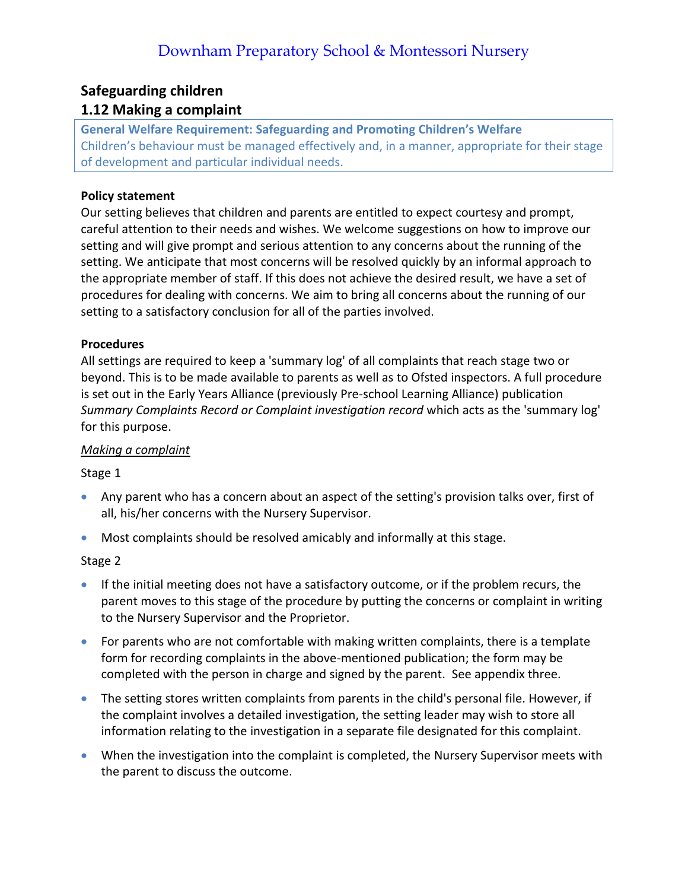# Downham Preparatory School & Montessori Nursery

## Safeguarding children

## 1.12 Making a complaint

**General Welfare Requirement: Safeguarding and Promoting Children's Welfare**
Children's behaviour must be managed effectively and, in a manner, appropriate for their stage of development and particular individual needs.

**Policy statement**

Our setting believes that children and parents are entitled to expect courtesy and prompt, careful attention to their needs and wishes. We welcome suggestions on how to improve our setting and will give prompt and serious attention to any concerns about the running of the setting. We anticipate that most concerns will be resolved quickly by an informal approach to the appropriate member of staff. If this does not achieve the desired result, we have a set of procedures for dealing with concerns. We aim to bring all concerns about the running of our setting to a satisfactory conclusion for all of the parties involved.

**Procedures**

All settings are required to keep a 'summary log' of all complaints that reach stage two or beyond. This is to be made available to parents as well as to Ofsted inspectors. A full procedure is set out in the Early Years Alliance (previously Pre-school Learning Alliance) publication *Summary Complaints Record or Complaint investigation record* which acts as the 'summary log' for this purpose.

*Making a complaint*

Stage 1

- Any parent who has a concern about an aspect of the setting's provision talks over, first of all, his/her concerns with the Nursery Supervisor.
- Most complaints should be resolved amicably and informally at this stage.

Stage 2

- If the initial meeting does not have a satisfactory outcome, or if the problem recurs, the parent moves to this stage of the procedure by putting the concerns or complaint in writing to the Nursery Supervisor and the Proprietor.
- For parents who are not comfortable with making written complaints, there is a template form for recording complaints in the above-mentioned publication; the form may be completed with the person in charge and signed by the parent. See appendix three.
- The setting stores written complaints from parents in the child's personal file. However, if the complaint involves a detailed investigation, the setting leader may wish to store all information relating to the investigation in a separate file designated for this complaint.
- When the investigation into the complaint is completed, the Nursery Supervisor meets with the parent to discuss the outcome.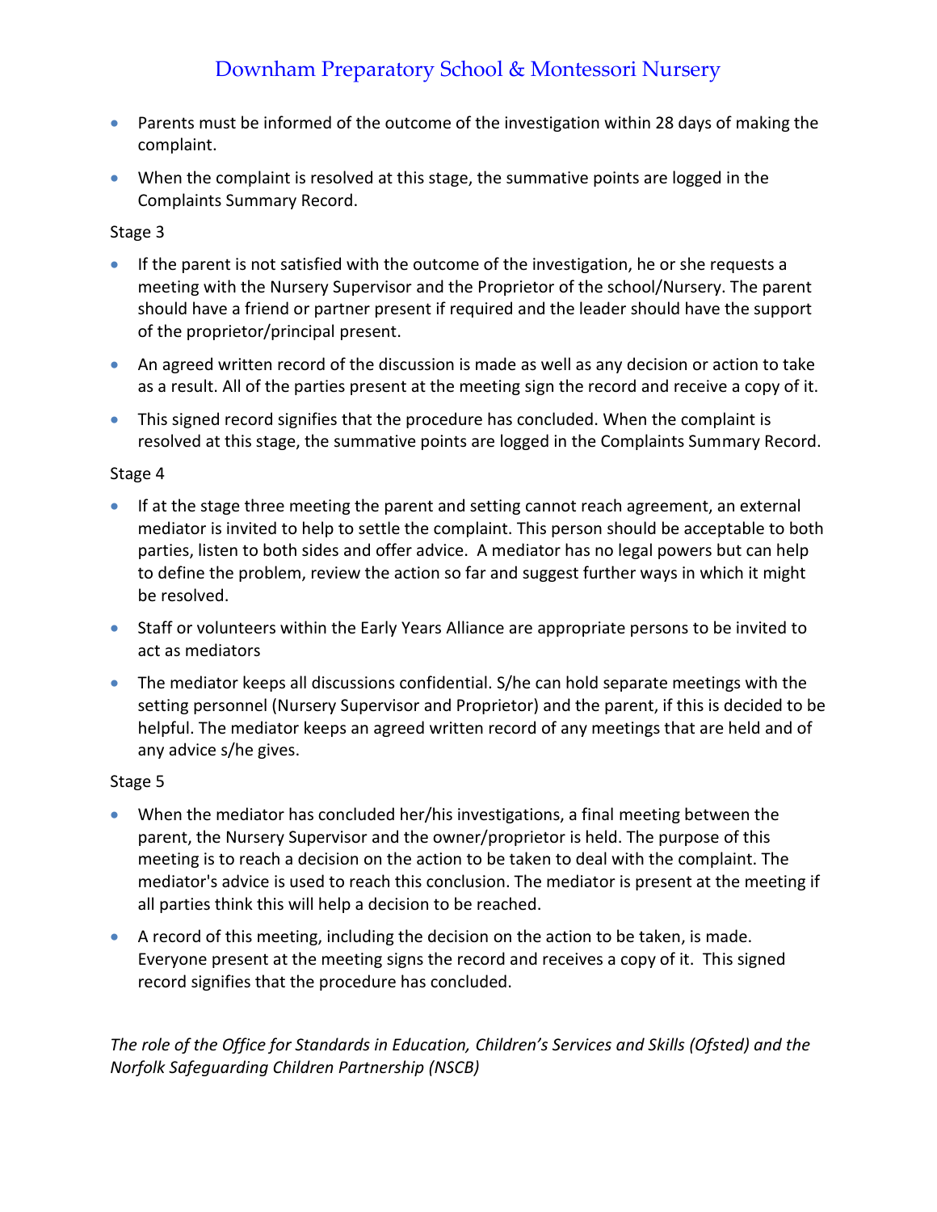- Parents must be informed of the outcome of the investigation within 28 days of making the complaint.
- When the complaint is resolved at this stage, the summative points are logged in the Complaints Summary Record.

Stage 3

- If the parent is not satisfied with the outcome of the investigation, he or she requests a meeting with the Nursery Supervisor and the Proprietor of the school/Nursery. The parent should have a friend or partner present if required and the leader should have the support of the proprietor/principal present.
- An agreed written record of the discussion is made as well as any decision or action to take as a result. All of the parties present at the meeting sign the record and receive a copy of it.
- This signed record signifies that the procedure has concluded. When the complaint is resolved at this stage, the summative points are logged in the Complaints Summary Record.

Stage 4

- If at the stage three meeting the parent and setting cannot reach agreement, an external mediator is invited to help to settle the complaint. This person should be acceptable to both parties, listen to both sides and offer advice. A mediator has no legal powers but can help to define the problem, review the action so far and suggest further ways in which it might be resolved.
- Staff or volunteers within the Early Years Alliance are appropriate persons to be invited to act as mediators
- The mediator keeps all discussions confidential. S/he can hold separate meetings with the setting personnel (Nursery Supervisor and Proprietor) and the parent, if this is decided to be helpful. The mediator keeps an agreed written record of any meetings that are held and of any advice s/he gives.

Stage 5

- When the mediator has concluded her/his investigations, a final meeting between the parent, the Nursery Supervisor and the owner/proprietor is held. The purpose of this meeting is to reach a decision on the action to be taken to deal with the complaint. The mediator's advice is used to reach this conclusion. The mediator is present at the meeting if all parties think this will help a decision to be reached.
- A record of this meeting, including the decision on the action to be taken, is made. Everyone present at the meeting signs the record and receives a copy of it. This signed record signifies that the procedure has concluded.

*The role of the Office for Standards in Education, Children's Services and Skills (Ofsted) and the Norfolk Safeguarding Children Partnership (NSCB)*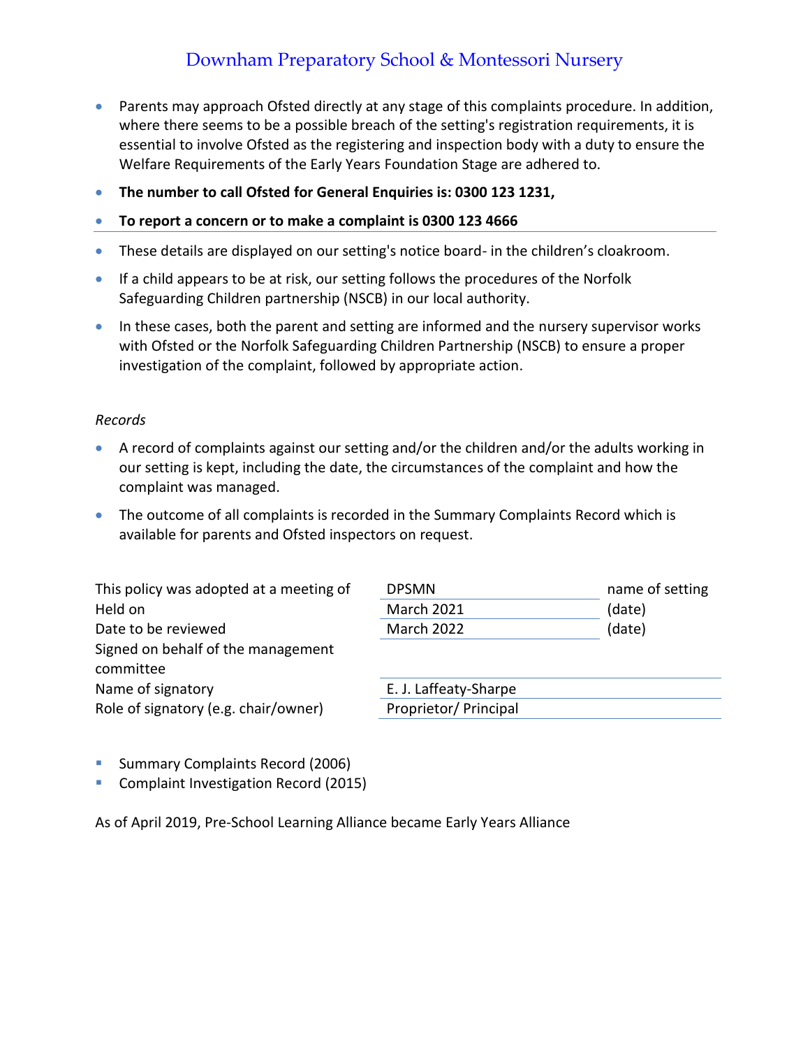- Parents may approach Ofsted directly at any stage of this complaints procedure. In addition, where there seems to be a possible breach of the setting's registration requirements, it is essential to involve Ofsted as the registering and inspection body with a duty to ensure the Welfare Requirements of the Early Years Foundation Stage are adhered to.
- **The number to call Ofsted for General Enquiries is: 0300 123 1231,**
- **To report a concern or to make a complaint is 0300 123 4666**
- These details are displayed on our setting's notice board- in the children's cloakroom.
- If a child appears to be at risk, our setting follows the procedures of the Norfolk Safeguarding Children partnership (NSCB) in our local authority.
- In these cases, both the parent and setting are informed and the nursery supervisor works with Ofsted or the Norfolk Safeguarding Children Partnership (NSCB) to ensure a proper investigation of the complaint, followed by appropriate action.

*Records*

- A record of complaints against our setting and/or the children and/or the adults working in our setting is kept, including the date, the circumstances of the complaint and how the complaint was managed.
- The outcome of all complaints is recorded in the Summary Complaints Record which is available for parents and Ofsted inspectors on request.

| | | |
|---|---|---|
| This policy was adopted at a meeting of | DPSMN | name of setting |
| Held on | March 2021 | (date) |
| Date to be reviewed | March 2022 | (date) |
| Signed on behalf of the management committee | | |
| Name of signatory | E. J. Laffeaty-Sharpe | |
| Role of signatory (e.g. chair/owner) | Proprietor/ Principal | |

- Summary Complaints Record (2006)
- Complaint Investigation Record (2015)

As of April 2019, Pre-School Learning Alliance became Early Years Alliance